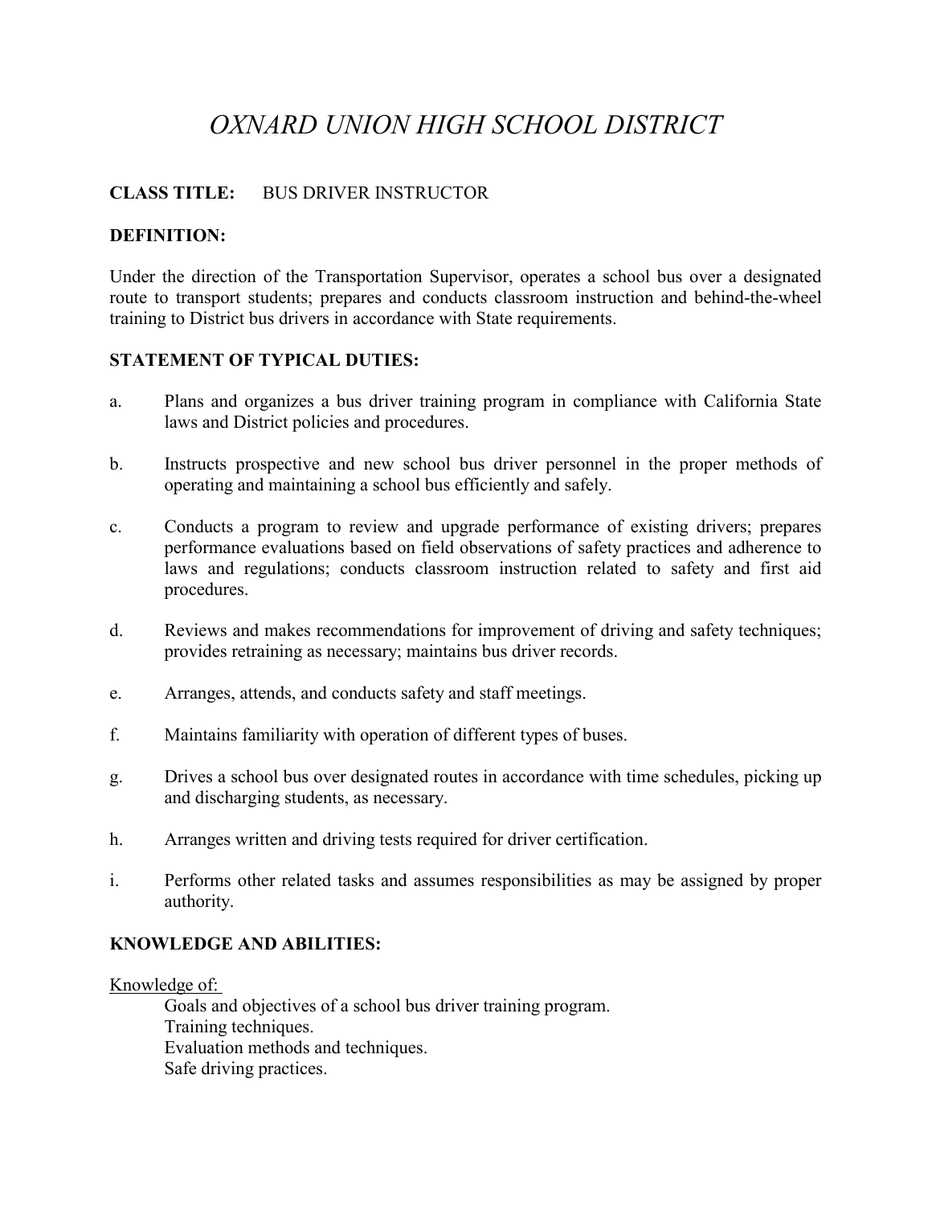# *OXNARD UNION HIGH SCHOOL DISTRICT*

**CLASS TITLE:** BUS DRIVER INSTRUCTOR

**DEFINITION:**

Under the direction of the Transportation Supervisor, operates a school bus over a designated route to transport students; prepares and conducts classroom instruction and behind-the-wheel training to District bus drivers in accordance with State requirements.

**STATEMENT OF TYPICAL DUTIES:**

a. Plans and organizes a bus driver training program in compliance with California State laws and District policies and procedures.

b. Instructs prospective and new school bus driver personnel in the proper methods of operating and maintaining a school bus efficiently and safely.

c. Conducts a program to review and upgrade performance of existing drivers; prepares performance evaluations based on field observations of safety practices and adherence to laws and regulations; conducts classroom instruction related to safety and first aid procedures.

d. Reviews and makes recommendations for improvement of driving and safety techniques; provides retraining as necessary; maintains bus driver records.

e. Arranges, attends, and conducts safety and staff meetings.

f. Maintains familiarity with operation of different types of buses.

g. Drives a school bus over designated routes in accordance with time schedules, picking up and discharging students, as necessary.

h. Arranges written and driving tests required for driver certification.

i. Performs other related tasks and assumes responsibilities as may be assigned by proper authority.

**KNOWLEDGE AND ABILITIES:**

Knowledge of:

Goals and objectives of a school bus driver training program.
Training techniques.
Evaluation methods and techniques.
Safe driving practices.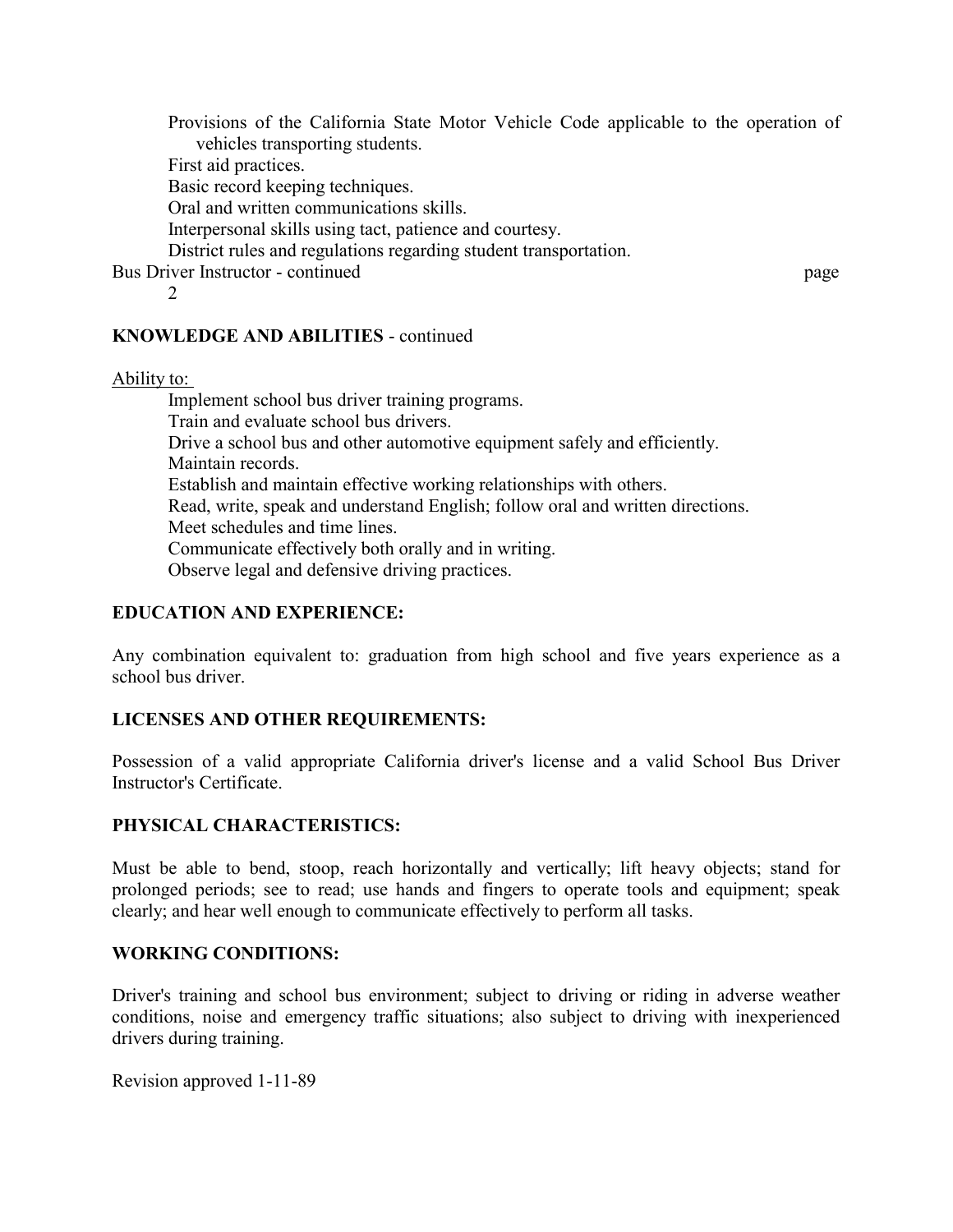Provisions of the California State Motor Vehicle Code applicable to the operation of vehicles transporting students.
First aid practices.
Basic record keeping techniques.
Oral and written communications skills.
Interpersonal skills using tact, patience and courtesy.
District rules and regulations regarding student transportation.

**KNOWLEDGE AND ABILITIES** - continued

Ability to:

Implement school bus driver training programs.
Train and evaluate school bus drivers.
Drive a school bus and other automotive equipment safely and efficiently.
Maintain records.
Establish and maintain effective working relationships with others.
Read, write, speak and understand English; follow oral and written directions.
Meet schedules and time lines.
Communicate effectively both orally and in writing.
Observe legal and defensive driving practices.

**EDUCATION AND EXPERIENCE:**

Any combination equivalent to: graduation from high school and five years experience as a school bus driver.

**LICENSES AND OTHER REQUIREMENTS:**

Possession of a valid appropriate California driver's license and a valid School Bus Driver Instructor's Certificate.

**PHYSICAL CHARACTERISTICS:**

Must be able to bend, stoop, reach horizontally and vertically; lift heavy objects; stand for prolonged periods; see to read; use hands and fingers to operate tools and equipment; speak clearly; and hear well enough to communicate effectively to perform all tasks.

**WORKING CONDITIONS:**

Driver's training and school bus environment; subject to driving or riding in adverse weather conditions, noise and emergency traffic situations; also subject to driving with inexperienced drivers during training.

Revision approved 1-11-89